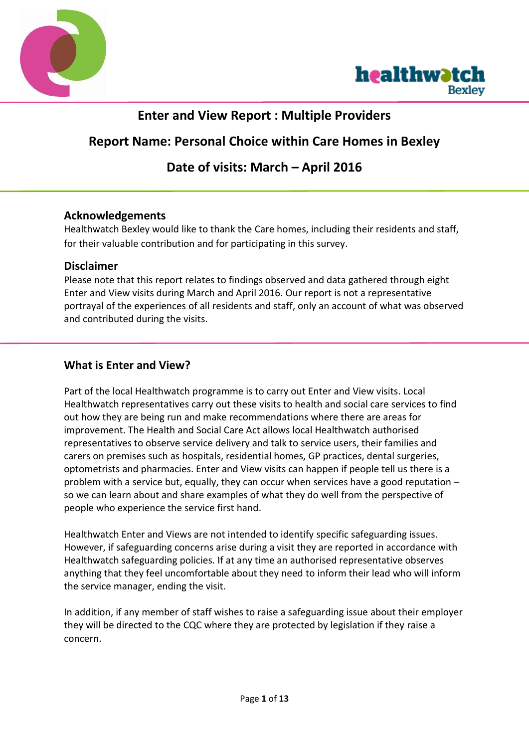# Enter and View Report : Multiple Providers

## Report Name: Personal Choice within Care Homes in Bexley

## Date of visits: March – April 2016

### Acknowledgements

Healthwatch Bexley would like to thank the Care homes, including their residents and staff, for their valuable contribution and for participating in this survey.

### Disclaimer

Please note that this report relates to findings observed and data gathered through eight Enter and View visits during March and April 2016. Our report is not a representative portrayal of the experiences of all residents and staff, only an account of what was observed and contributed during the visits.

### What is Enter and View?

Part of the local Healthwatch programme is to carry out Enter and View visits. Local Healthwatch representatives carry out these visits to health and social care services to find out how they are being run and make recommendations where there are areas for improvement. The Health and Social Care Act allows local Healthwatch authorised representatives to observe service delivery and talk to service users, their families and carers on premises such as hospitals, residential homes, GP practices, dental surgeries, optometrists and pharmacies. Enter and View visits can happen if people tell us there is a problem with a service but, equally, they can occur when services have a good reputation – so we can learn about and share examples of what they do well from the perspective of people who experience the service first hand.

Healthwatch Enter and Views are not intended to identify specific safeguarding issues. However, if safeguarding concerns arise during a visit they are reported in accordance with Healthwatch safeguarding policies. If at any time an authorised representative observes anything that they feel uncomfortable about they need to inform their lead who will inform the service manager, ending the visit.

In addition, if any member of staff wishes to raise a safeguarding issue about their employer they will be directed to the CQC where they are protected by legislation if they raise a concern.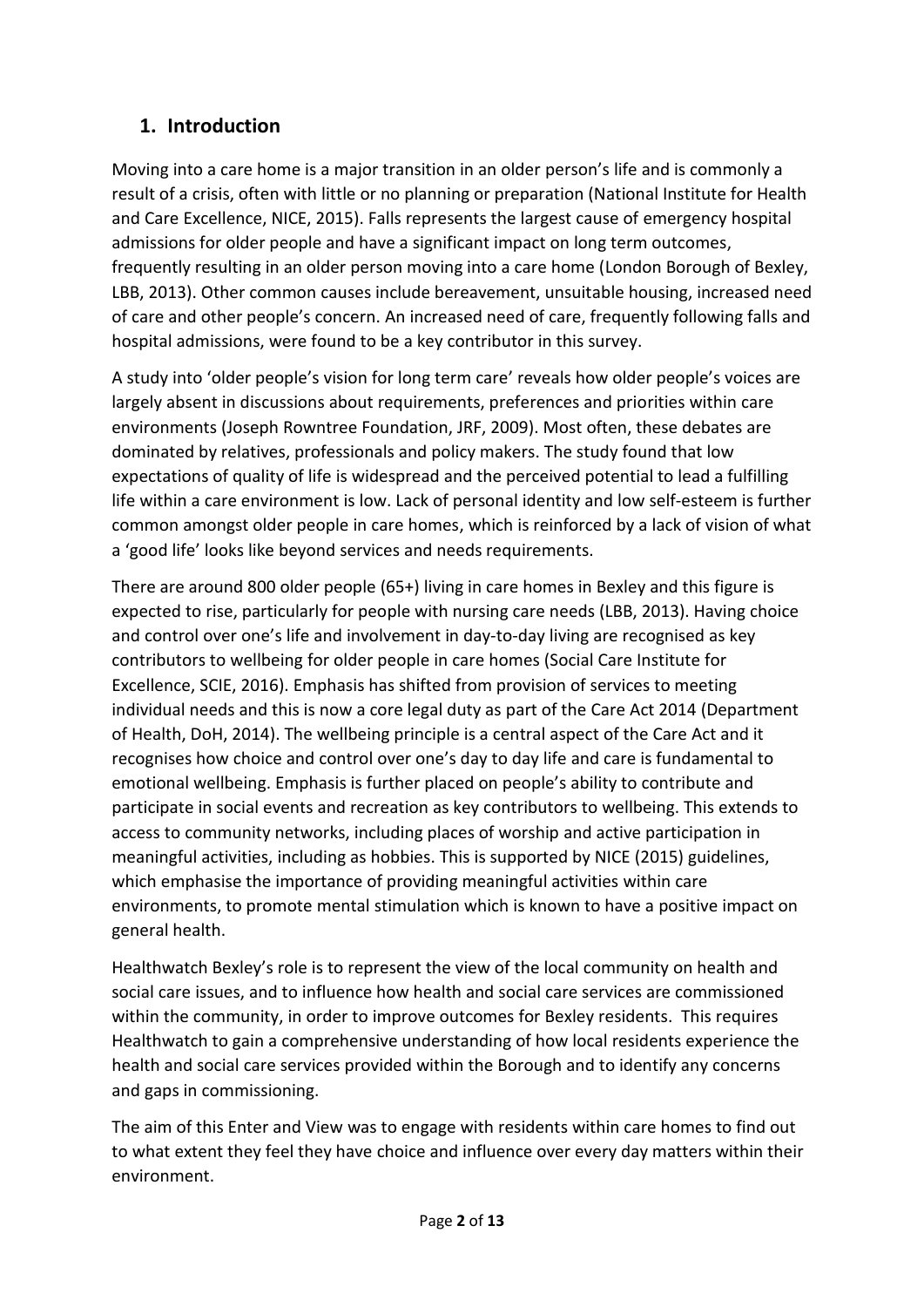## 1. Introduction

Moving into a care home is a major transition in an older person's life and is commonly a result of a crisis, often with little or no planning or preparation (National Institute for Health and Care Excellence, NICE, 2015). Falls represents the largest cause of emergency hospital admissions for older people and have a significant impact on long term outcomes, frequently resulting in an older person moving into a care home (London Borough of Bexley, LBB, 2013). Other common causes include bereavement, unsuitable housing, increased need of care and other people's concern. An increased need of care, frequently following falls and hospital admissions, were found to be a key contributor in this survey.

A study into 'older people's vision for long term care' reveals how older people's voices are largely absent in discussions about requirements, preferences and priorities within care environments (Joseph Rowntree Foundation, JRF, 2009). Most often, these debates are dominated by relatives, professionals and policy makers. The study found that low expectations of quality of life is widespread and the perceived potential to lead a fulfilling life within a care environment is low. Lack of personal identity and low self-esteem is further common amongst older people in care homes, which is reinforced by a lack of vision of what a 'good life' looks like beyond services and needs requirements.

There are around 800 older people (65+) living in care homes in Bexley and this figure is expected to rise, particularly for people with nursing care needs (LBB, 2013). Having choice and control over one's life and involvement in day-to-day living are recognised as key contributors to wellbeing for older people in care homes (Social Care Institute for Excellence, SCIE, 2016). Emphasis has shifted from provision of services to meeting individual needs and this is now a core legal duty as part of the Care Act 2014 (Department of Health, DoH, 2014). The wellbeing principle is a central aspect of the Care Act and it recognises how choice and control over one's day to day life and care is fundamental to emotional wellbeing. Emphasis is further placed on people's ability to contribute and participate in social events and recreation as key contributors to wellbeing. This extends to access to community networks, including places of worship and active participation in meaningful activities, including as hobbies. This is supported by NICE (2015) guidelines, which emphasise the importance of providing meaningful activities within care environments, to promote mental stimulation which is known to have a positive impact on general health.

Healthwatch Bexley's role is to represent the view of the local community on health and social care issues, and to influence how health and social care services are commissioned within the community, in order to improve outcomes for Bexley residents. This requires Healthwatch to gain a comprehensive understanding of how local residents experience the health and social care services provided within the Borough and to identify any concerns and gaps in commissioning.

The aim of this Enter and View was to engage with residents within care homes to find out to what extent they feel they have choice and influence over every day matters within their environment.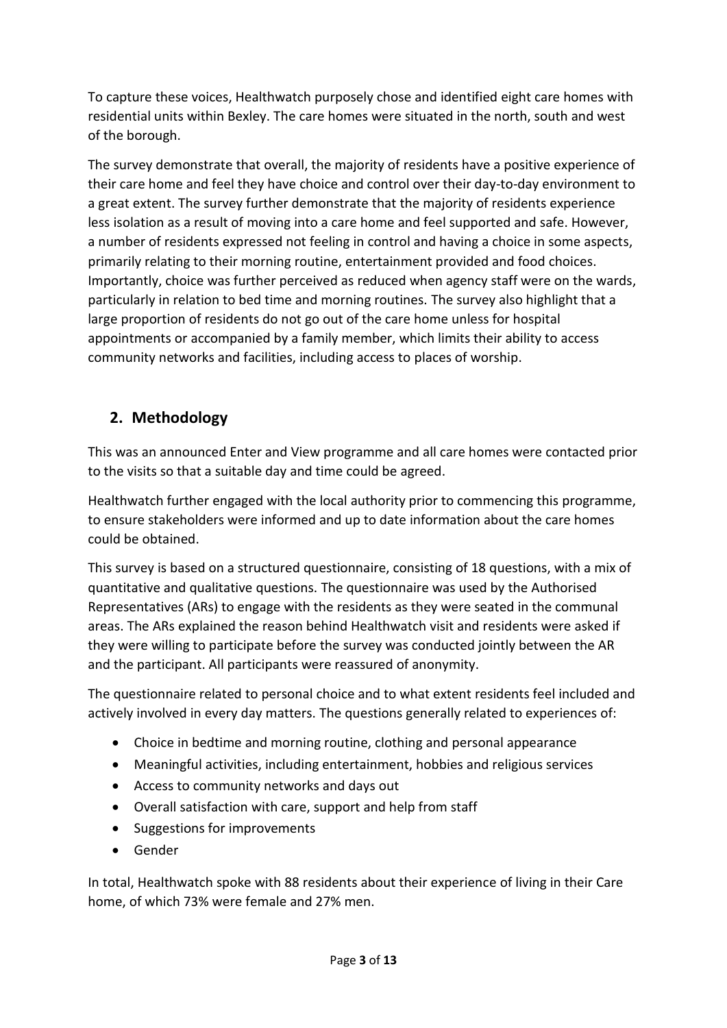To capture these voices, Healthwatch purposely chose and identified eight care homes with residential units within Bexley. The care homes were situated in the north, south and west of the borough.

The survey demonstrate that overall, the majority of residents have a positive experience of their care home and feel they have choice and control over their day-to-day environment to a great extent. The survey further demonstrate that the majority of residents experience less isolation as a result of moving into a care home and feel supported and safe. However, a number of residents expressed not feeling in control and having a choice in some aspects, primarily relating to their morning routine, entertainment provided and food choices. Importantly, choice was further perceived as reduced when agency staff were on the wards, particularly in relation to bed time and morning routines. The survey also highlight that a large proportion of residents do not go out of the care home unless for hospital appointments or accompanied by a family member, which limits their ability to access community networks and facilities, including access to places of worship.

## 2. Methodology

This was an announced Enter and View programme and all care homes were contacted prior to the visits so that a suitable day and time could be agreed.

Healthwatch further engaged with the local authority prior to commencing this programme, to ensure stakeholders were informed and up to date information about the care homes could be obtained.

This survey is based on a structured questionnaire, consisting of 18 questions, with a mix of quantitative and qualitative questions. The questionnaire was used by the Authorised Representatives (ARs) to engage with the residents as they were seated in the communal areas. The ARs explained the reason behind Healthwatch visit and residents were asked if they were willing to participate before the survey was conducted jointly between the AR and the participant. All participants were reassured of anonymity.

The questionnaire related to personal choice and to what extent residents feel included and actively involved in every day matters. The questions generally related to experiences of:

- Choice in bedtime and morning routine, clothing and personal appearance
- Meaningful activities, including entertainment, hobbies and religious services
- Access to community networks and days out
- Overall satisfaction with care, support and help from staff
- Suggestions for improvements
- Gender

In total, Healthwatch spoke with 88 residents about their experience of living in their Care home, of which 73% were female and 27% men.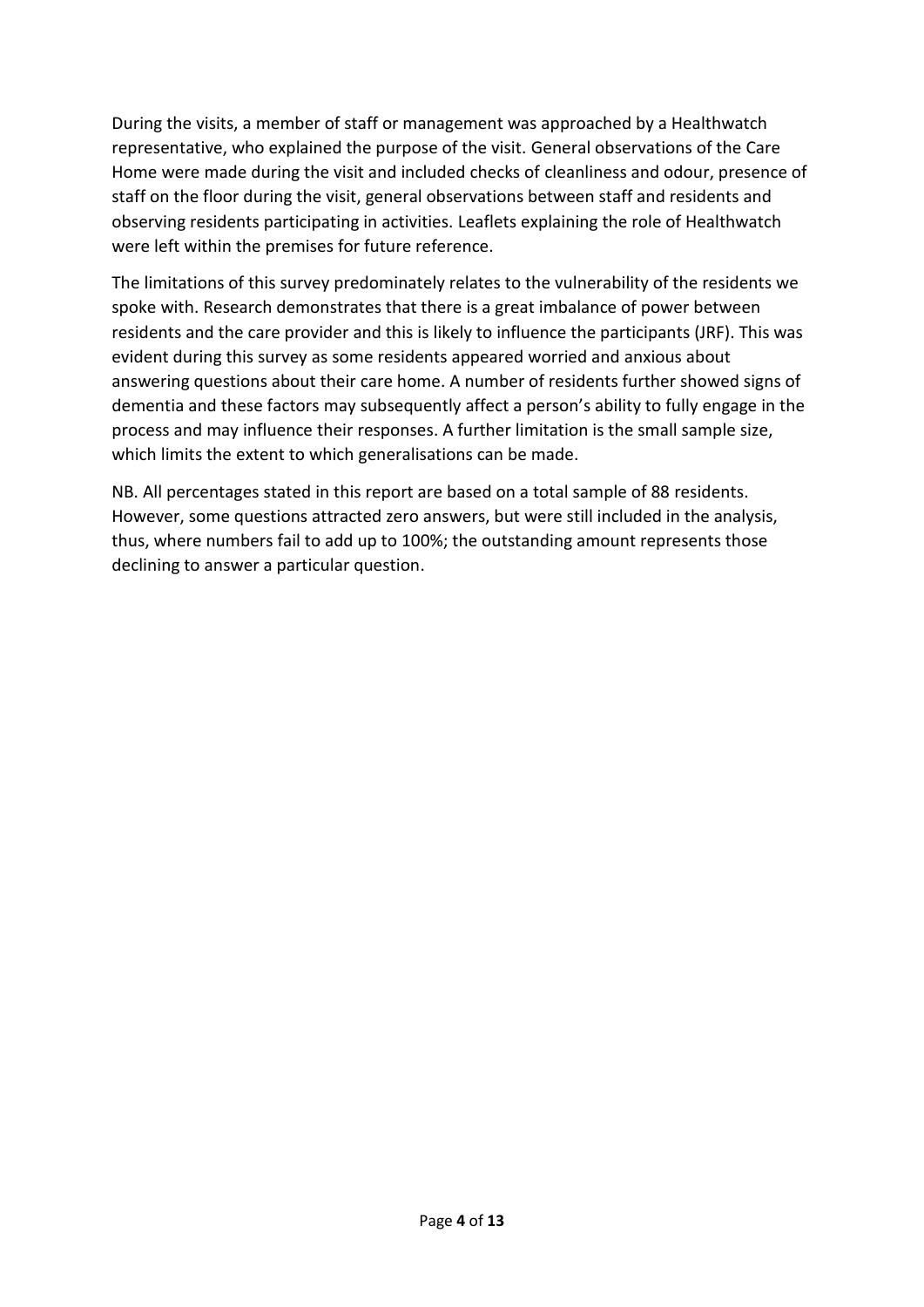During the visits, a member of staff or management was approached by a Healthwatch representative, who explained the purpose of the visit. General observations of the Care Home were made during the visit and included checks of cleanliness and odour, presence of staff on the floor during the visit, general observations between staff and residents and observing residents participating in activities. Leaflets explaining the role of Healthwatch were left within the premises for future reference.

The limitations of this survey predominately relates to the vulnerability of the residents we spoke with. Research demonstrates that there is a great imbalance of power between residents and the care provider and this is likely to influence the participants (JRF). This was evident during this survey as some residents appeared worried and anxious about answering questions about their care home. A number of residents further showed signs of dementia and these factors may subsequently affect a person's ability to fully engage in the process and may influence their responses. A further limitation is the small sample size, which limits the extent to which generalisations can be made.

NB. All percentages stated in this report are based on a total sample of 88 residents. However, some questions attracted zero answers, but were still included in the analysis, thus, where numbers fail to add up to 100%; the outstanding amount represents those declining to answer a particular question.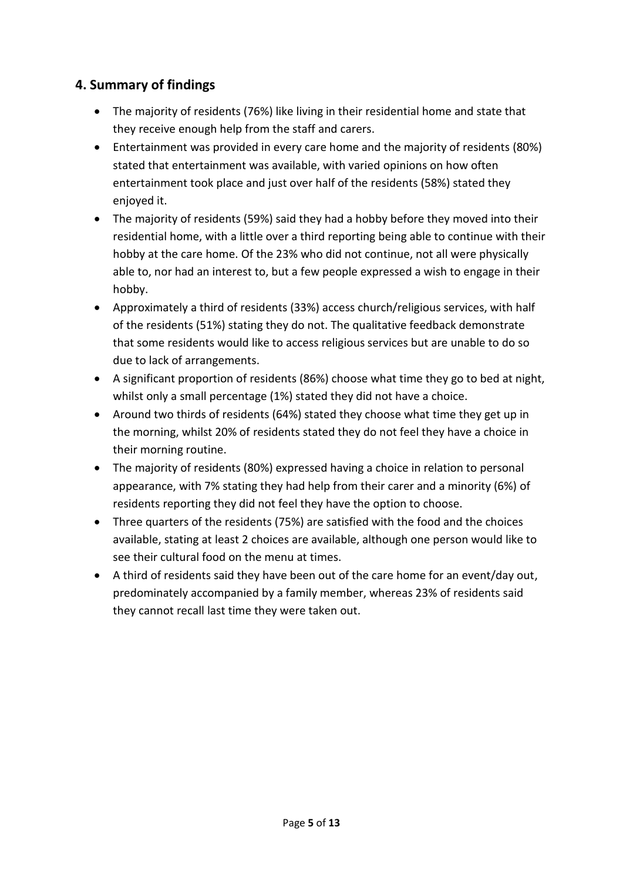## 4. Summary of findings

- The majority of residents (76%) like living in their residential home and state that they receive enough help from the staff and carers.
- Entertainment was provided in every care home and the majority of residents (80%) stated that entertainment was available, with varied opinions on how often entertainment took place and just over half of the residents (58%) stated they enjoyed it.
- The majority of residents (59%) said they had a hobby before they moved into their residential home, with a little over a third reporting being able to continue with their hobby at the care home. Of the 23% who did not continue, not all were physically able to, nor had an interest to, but a few people expressed a wish to engage in their hobby.
- Approximately a third of residents (33%) access church/religious services, with half of the residents (51%) stating they do not. The qualitative feedback demonstrate that some residents would like to access religious services but are unable to do so due to lack of arrangements.
- A significant proportion of residents (86%) choose what time they go to bed at night, whilst only a small percentage (1%) stated they did not have a choice.
- Around two thirds of residents (64%) stated they choose what time they get up in the morning, whilst 20% of residents stated they do not feel they have a choice in their morning routine.
- The majority of residents (80%) expressed having a choice in relation to personal appearance, with 7% stating they had help from their carer and a minority (6%) of residents reporting they did not feel they have the option to choose.
- Three quarters of the residents (75%) are satisfied with the food and the choices available, stating at least 2 choices are available, although one person would like to see their cultural food on the menu at times.
- A third of residents said they have been out of the care home for an event/day out, predominately accompanied by a family member, whereas 23% of residents said they cannot recall last time they were taken out.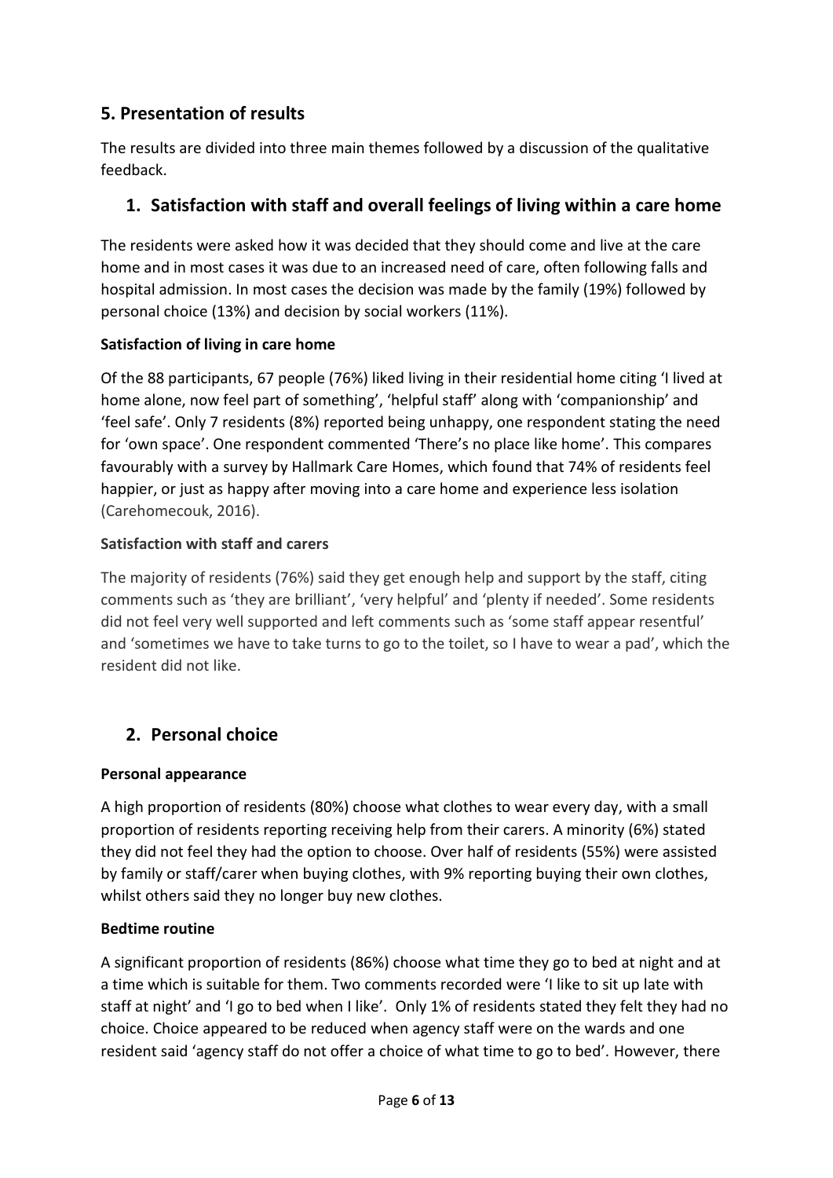## 5. Presentation of results

The results are divided into three main themes followed by a discussion of the qualitative feedback.

### 1. Satisfaction with staff and overall feelings of living within a care home

The residents were asked how it was decided that they should come and live at the care home and in most cases it was due to an increased need of care, often following falls and hospital admission. In most cases the decision was made by the family (19%) followed by personal choice (13%) and decision by social workers (11%).

**Satisfaction of living in care home**

Of the 88 participants, 67 people (76%) liked living in their residential home citing 'I lived at home alone, now feel part of something', 'helpful staff' along with 'companionship' and 'feel safe'. Only 7 residents (8%) reported being unhappy, one respondent stating the need for 'own space'. One respondent commented 'There's no place like home'. This compares favourably with a survey by Hallmark Care Homes, which found that 74% of residents feel happier, or just as happy after moving into a care home and experience less isolation (Carehomecouk, 2016).

**Satisfaction with staff and carers**

The majority of residents (76%) said they get enough help and support by the staff, citing comments such as 'they are brilliant', 'very helpful' and 'plenty if needed'. Some residents did not feel very well supported and left comments such as 'some staff appear resentful' and 'sometimes we have to take turns to go to the toilet, so I have to wear a pad', which the resident did not like.

### 2. Personal choice

**Personal appearance**

A high proportion of residents (80%) choose what clothes to wear every day, with a small proportion of residents reporting receiving help from their carers. A minority (6%) stated they did not feel they had the option to choose. Over half of residents (55%) were assisted by family or staff/carer when buying clothes, with 9% reporting buying their own clothes, whilst others said they no longer buy new clothes.

**Bedtime routine**

A significant proportion of residents (86%) choose what time they go to bed at night and at a time which is suitable for them. Two comments recorded were 'I like to sit up late with staff at night' and 'I go to bed when I like'. Only 1% of residents stated they felt they had no choice. Choice appeared to be reduced when agency staff were on the wards and one resident said 'agency staff do not offer a choice of what time to go to bed'. However, there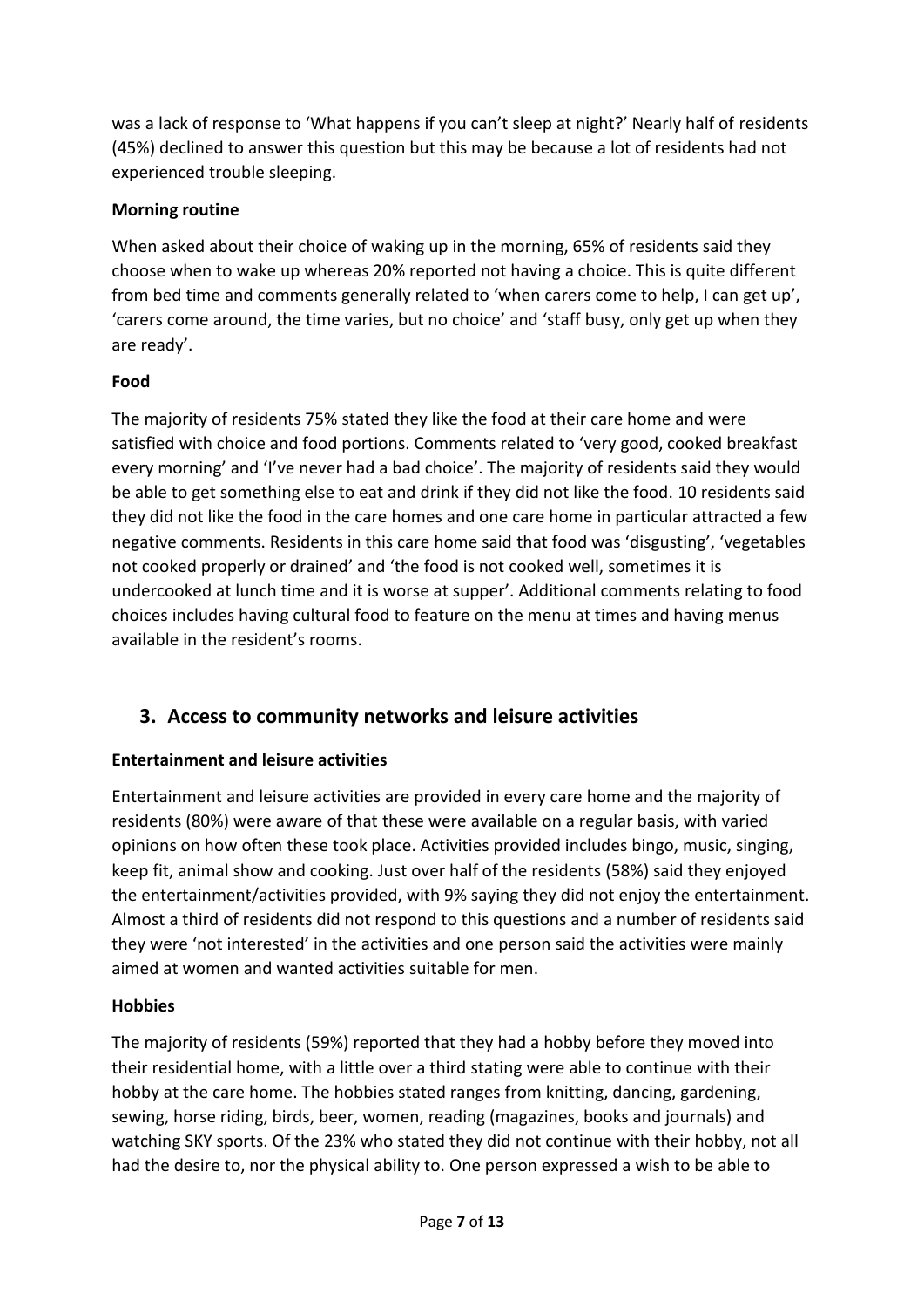was a lack of response to 'What happens if you can't sleep at night?' Nearly half of residents (45%) declined to answer this question but this may be because a lot of residents had not experienced trouble sleeping.

**Morning routine**

When asked about their choice of waking up in the morning, 65% of residents said they choose when to wake up whereas 20% reported not having a choice. This is quite different from bed time and comments generally related to 'when carers come to help, I can get up', 'carers come around, the time varies, but no choice' and 'staff busy, only get up when they are ready'.

**Food**

The majority of residents 75% stated they like the food at their care home and were satisfied with choice and food portions. Comments related to 'very good, cooked breakfast every morning' and 'I've never had a bad choice'. The majority of residents said they would be able to get something else to eat and drink if they did not like the food. 10 residents said they did not like the food in the care homes and one care home in particular attracted a few negative comments. Residents in this care home said that food was 'disgusting', 'vegetables not cooked properly or drained' and 'the food is not cooked well, sometimes it is undercooked at lunch time and it is worse at supper'. Additional comments relating to food choices includes having cultural food to feature on the menu at times and having menus available in the resident's rooms.

## 3. Access to community networks and leisure activities

**Entertainment and leisure activities**

Entertainment and leisure activities are provided in every care home and the majority of residents (80%) were aware of that these were available on a regular basis, with varied opinions on how often these took place. Activities provided includes bingo, music, singing, keep fit, animal show and cooking. Just over half of the residents (58%) said they enjoyed the entertainment/activities provided, with 9% saying they did not enjoy the entertainment. Almost a third of residents did not respond to this questions and a number of residents said they were 'not interested' in the activities and one person said the activities were mainly aimed at women and wanted activities suitable for men.

**Hobbies**

The majority of residents (59%) reported that they had a hobby before they moved into their residential home, with a little over a third stating were able to continue with their hobby at the care home. The hobbies stated ranges from knitting, dancing, gardening, sewing, horse riding, birds, beer, women, reading (magazines, books and journals) and watching SKY sports. Of the 23% who stated they did not continue with their hobby, not all had the desire to, nor the physical ability to. One person expressed a wish to be able to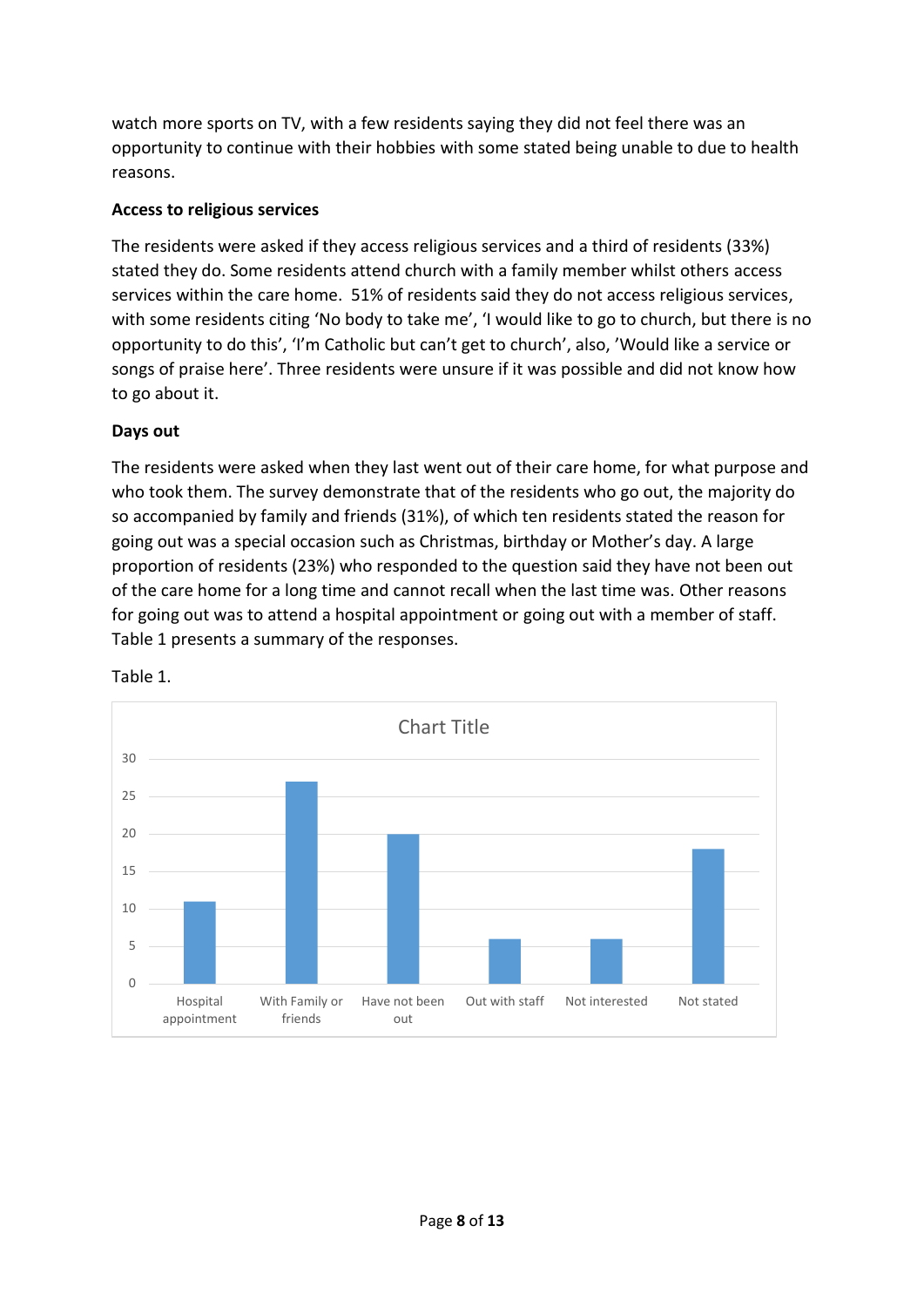watch more sports on TV, with a few residents saying they did not feel there was an opportunity to continue with their hobbies with some stated being unable to due to health reasons.

**Access to religious services**

The residents were asked if they access religious services and a third of residents (33%) stated they do. Some residents attend church with a family member whilst others access services within the care home. 51% of residents said they do not access religious services, with some residents citing 'No body to take me', 'I would like to go to church, but there is no opportunity to do this', 'I'm Catholic but can't get to church', also, 'Would like a service or songs of praise here'. Three residents were unsure if it was possible and did not know how to go about it.

**Days out**

The residents were asked when they last went out of their care home, for what purpose and who took them. The survey demonstrate that of the residents who go out, the majority do so accompanied by family and friends (31%), of which ten residents stated the reason for going out was a special occasion such as Christmas, birthday or Mother's day. A large proportion of residents (23%) who responded to the question said they have not been out of the care home for a long time and cannot recall when the last time was. Other reasons for going out was to attend a hospital appointment or going out with a member of staff. Table 1 presents a summary of the responses.

Table 1.

Chart Title

| Hospital appointment | With Family or friends | Have not been out | Out with staff | Not interested | Not stated |
|---|---|---|---|---|---|
| 11 | 27 | 20 | 6 | 6 | 18 |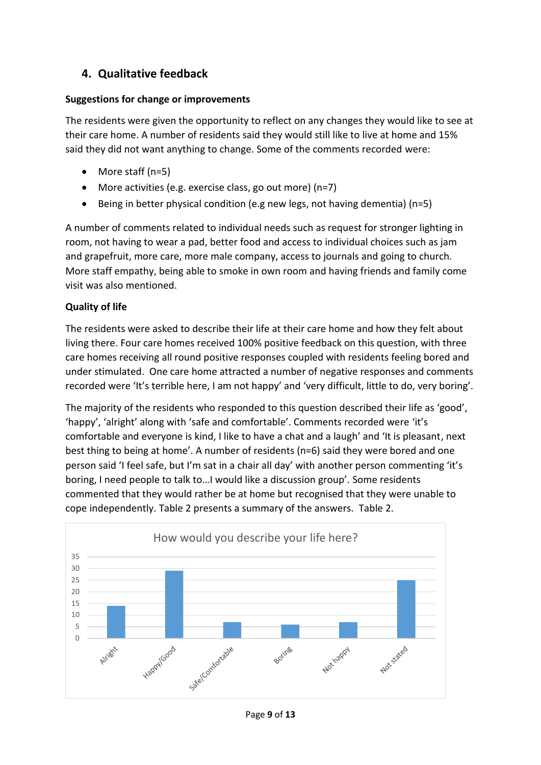## 4. Qualitative feedback

**Suggestions for change or improvements**

The residents were given the opportunity to reflect on any changes they would like to see at their care home. A number of residents said they would still like to live at home and 15% said they did not want anything to change. Some of the comments recorded were:

- More staff (n=5)
- More activities (e.g. exercise class, go out more) (n=7)
- Being in better physical condition (e.g new legs, not having dementia) (n=5)

A number of comments related to individual needs such as request for stronger lighting in room, not having to wear a pad, better food and access to individual choices such as jam and grapefruit, more care, more male company, access to journals and going to church. More staff empathy, being able to smoke in own room and having friends and family come visit was also mentioned.

**Quality of life**

The residents were asked to describe their life at their care home and how they felt about living there. Four care homes received 100% positive feedback on this question, with three care homes receiving all round positive responses coupled with residents feeling bored and under stimulated. One care home attracted a number of negative responses and comments recorded were 'It's terrible here, I am not happy' and 'very difficult, little to do, very boring'.

The majority of the residents who responded to this question described their life as 'good', 'happy', 'alright' along with 'safe and comfortable'. Comments recorded were 'it's comfortable and everyone is kind, I like to have a chat and a laugh' and 'It is pleasant, next best thing to being at home'. A number of residents (n=6) said they were bored and one person said 'I feel safe, but I'm sat in a chair all day' with another person commenting 'it's boring, I need people to talk to…I would like a discussion group'. Some residents commented that they would rather be at home but recognised that they were unable to cope independently. Table 2 presents a summary of the answers. Table 2.

How would you describe your life here?

| Response | Count |
|---|---|
| Alright | 14 |
| Happy/Good | 29 |
| Safe/Comfortable | 7 |
| Boring | 6 |
| Not happy | 7 |
| Not stated | 25 |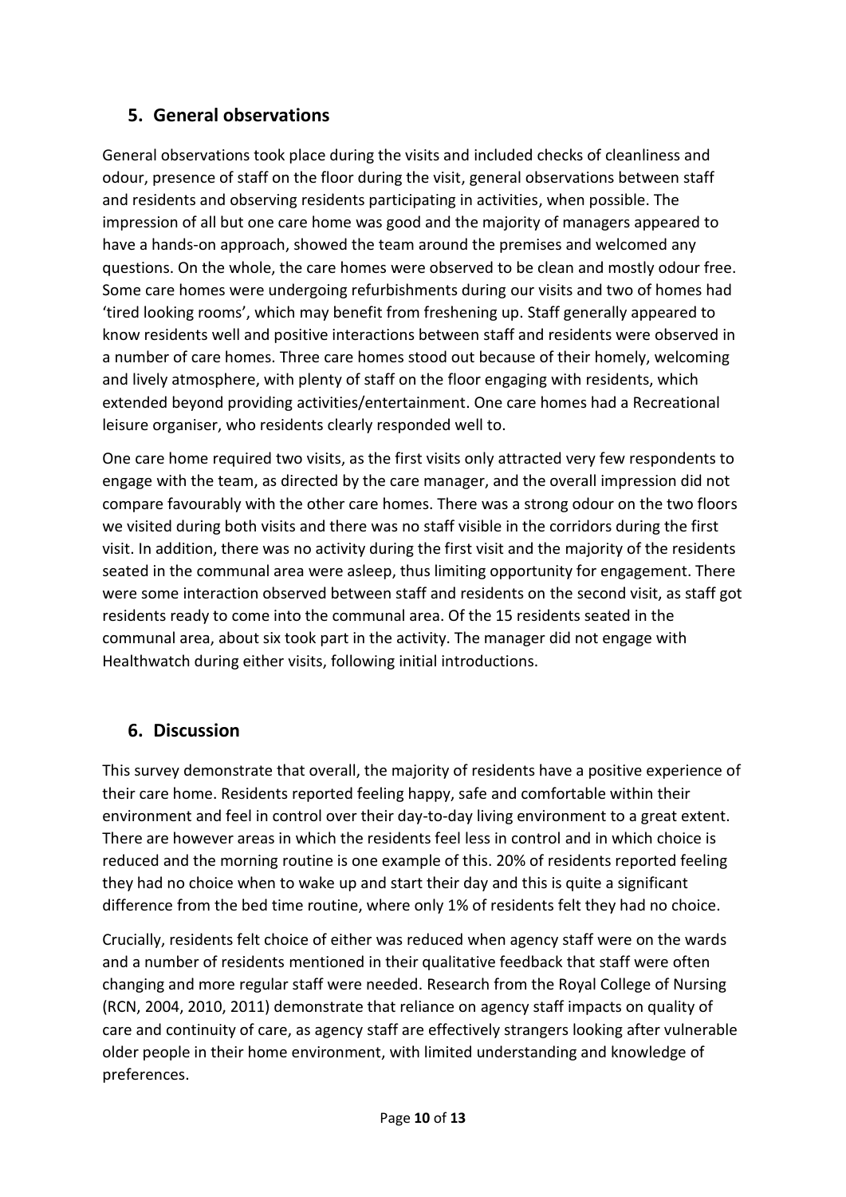## 5. General observations

General observations took place during the visits and included checks of cleanliness and odour, presence of staff on the floor during the visit, general observations between staff and residents and observing residents participating in activities, when possible. The impression of all but one care home was good and the majority of managers appeared to have a hands-on approach, showed the team around the premises and welcomed any questions. On the whole, the care homes were observed to be clean and mostly odour free. Some care homes were undergoing refurbishments during our visits and two of homes had 'tired looking rooms', which may benefit from freshening up. Staff generally appeared to know residents well and positive interactions between staff and residents were observed in a number of care homes. Three care homes stood out because of their homely, welcoming and lively atmosphere, with plenty of staff on the floor engaging with residents, which extended beyond providing activities/entertainment. One care homes had a Recreational leisure organiser, who residents clearly responded well to.

One care home required two visits, as the first visits only attracted very few respondents to engage with the team, as directed by the care manager, and the overall impression did not compare favourably with the other care homes. There was a strong odour on the two floors we visited during both visits and there was no staff visible in the corridors during the first visit. In addition, there was no activity during the first visit and the majority of the residents seated in the communal area were asleep, thus limiting opportunity for engagement. There were some interaction observed between staff and residents on the second visit, as staff got residents ready to come into the communal area. Of the 15 residents seated in the communal area, about six took part in the activity. The manager did not engage with Healthwatch during either visits, following initial introductions.

## 6. Discussion

This survey demonstrate that overall, the majority of residents have a positive experience of their care home. Residents reported feeling happy, safe and comfortable within their environment and feel in control over their day-to-day living environment to a great extent. There are however areas in which the residents feel less in control and in which choice is reduced and the morning routine is one example of this. 20% of residents reported feeling they had no choice when to wake up and start their day and this is quite a significant difference from the bed time routine, where only 1% of residents felt they had no choice.

Crucially, residents felt choice of either was reduced when agency staff were on the wards and a number of residents mentioned in their qualitative feedback that staff were often changing and more regular staff were needed. Research from the Royal College of Nursing (RCN, 2004, 2010, 2011) demonstrate that reliance on agency staff impacts on quality of care and continuity of care, as agency staff are effectively strangers looking after vulnerable older people in their home environment, with limited understanding and knowledge of preferences.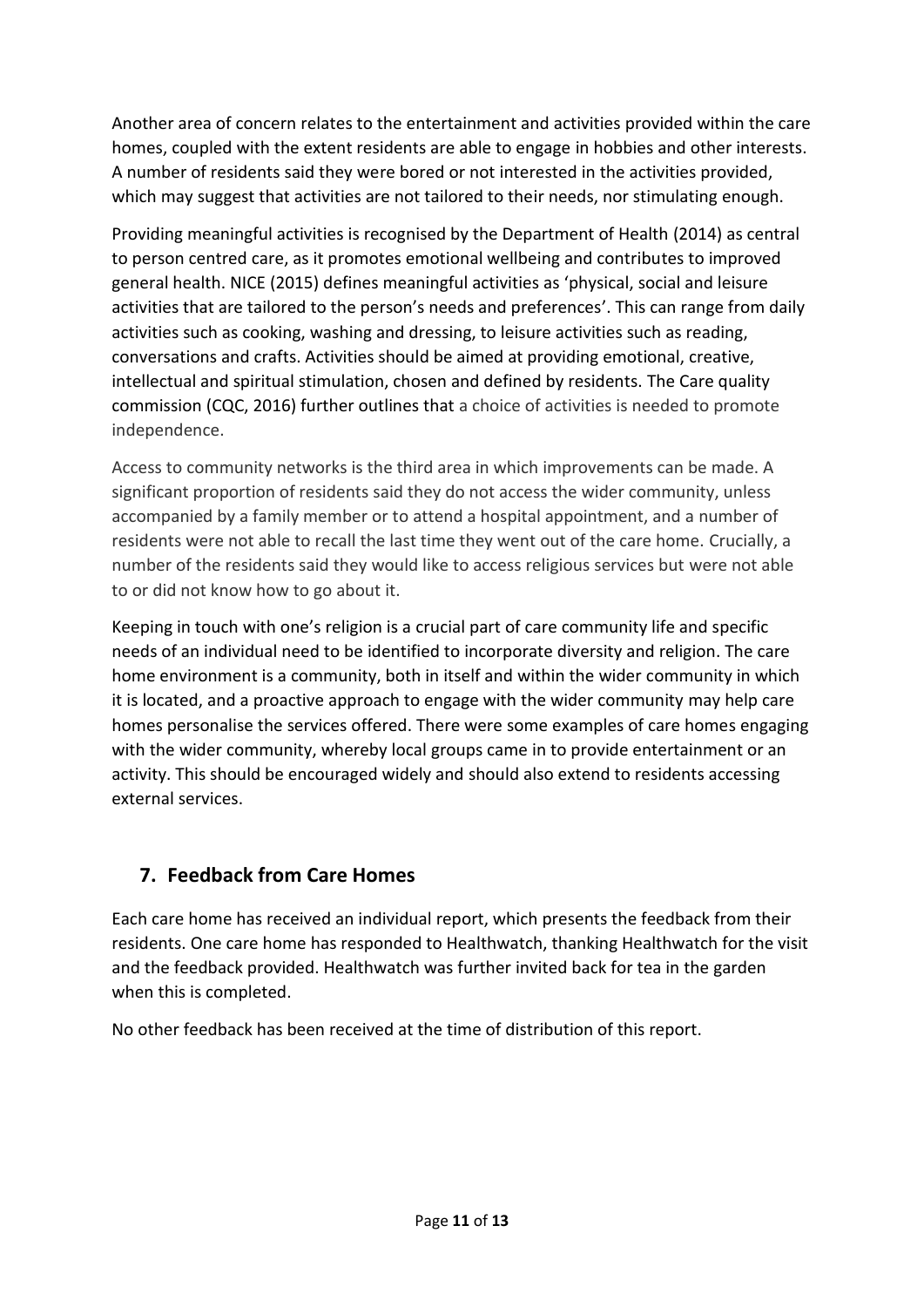Another area of concern relates to the entertainment and activities provided within the care homes, coupled with the extent residents are able to engage in hobbies and other interests. A number of residents said they were bored or not interested in the activities provided, which may suggest that activities are not tailored to their needs, nor stimulating enough.

Providing meaningful activities is recognised by the Department of Health (2014) as central to person centred care, as it promotes emotional wellbeing and contributes to improved general health. NICE (2015) defines meaningful activities as 'physical, social and leisure activities that are tailored to the person's needs and preferences'. This can range from daily activities such as cooking, washing and dressing, to leisure activities such as reading, conversations and crafts. Activities should be aimed at providing emotional, creative, intellectual and spiritual stimulation, chosen and defined by residents. The Care quality commission (CQC, 2016) further outlines that a choice of activities is needed to promote independence.

Access to community networks is the third area in which improvements can be made. A significant proportion of residents said they do not access the wider community, unless accompanied by a family member or to attend a hospital appointment, and a number of residents were not able to recall the last time they went out of the care home. Crucially, a number of the residents said they would like to access religious services but were not able to or did not know how to go about it.

Keeping in touch with one's religion is a crucial part of care community life and specific needs of an individual need to be identified to incorporate diversity and religion. The care home environment is a community, both in itself and within the wider community in which it is located, and a proactive approach to engage with the wider community may help care homes personalise the services offered. There were some examples of care homes engaging with the wider community, whereby local groups came in to provide entertainment or an activity. This should be encouraged widely and should also extend to residents accessing external services.

## 7. Feedback from Care Homes

Each care home has received an individual report, which presents the feedback from their residents. One care home has responded to Healthwatch, thanking Healthwatch for the visit and the feedback provided. Healthwatch was further invited back for tea in the garden when this is completed.

No other feedback has been received at the time of distribution of this report.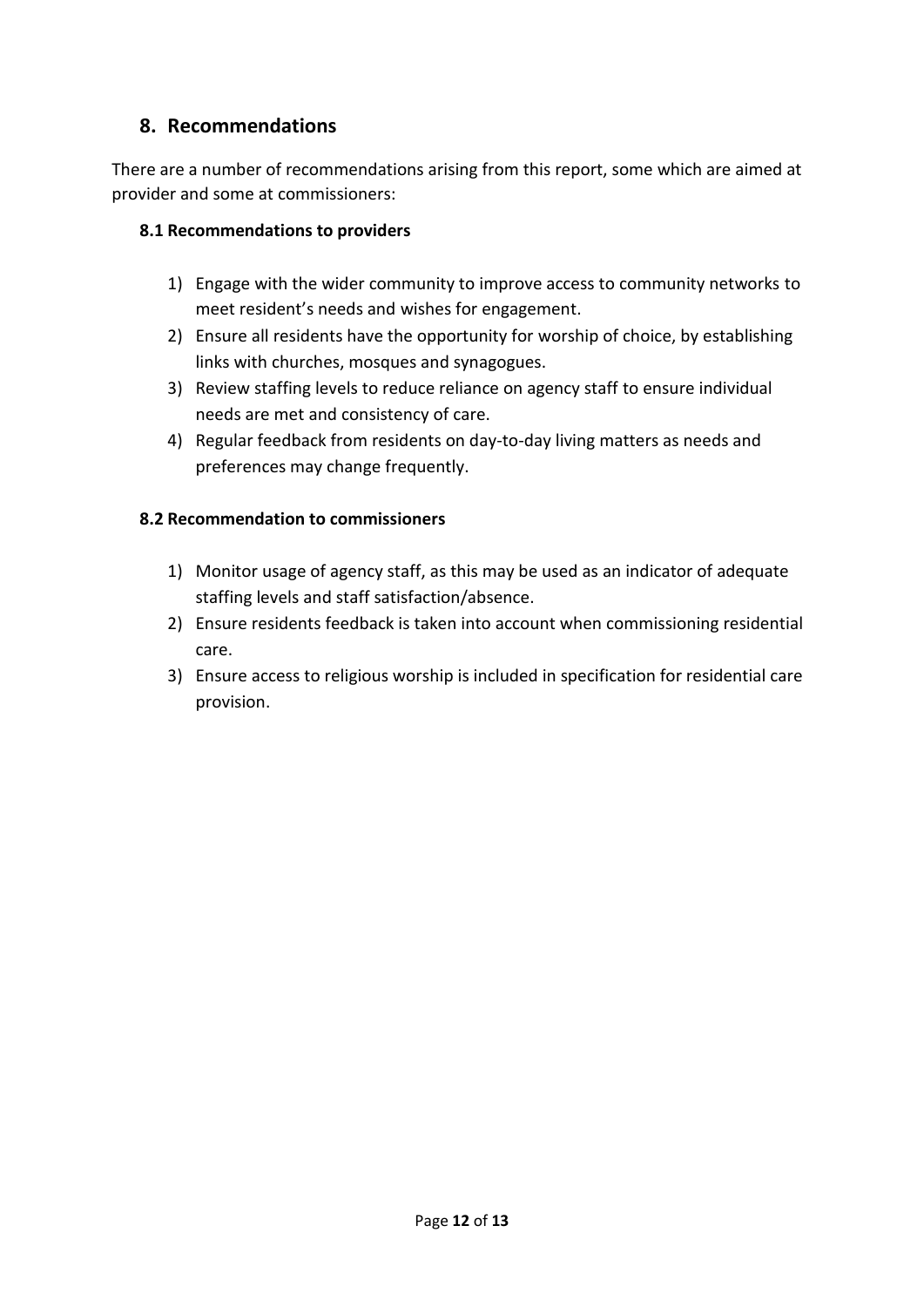## 8. Recommendations

There are a number of recommendations arising from this report, some which are aimed at provider and some at commissioners:

### 8.1 Recommendations to providers

1) Engage with the wider community to improve access to community networks to meet resident's needs and wishes for engagement.
2) Ensure all residents have the opportunity for worship of choice, by establishing links with churches, mosques and synagogues.
3) Review staffing levels to reduce reliance on agency staff to ensure individual needs are met and consistency of care.
4) Regular feedback from residents on day-to-day living matters as needs and preferences may change frequently.

### 8.2 Recommendation to commissioners

1) Monitor usage of agency staff, as this may be used as an indicator of adequate staffing levels and staff satisfaction/absence.
2) Ensure residents feedback is taken into account when commissioning residential care.
3) Ensure access to religious worship is included in specification for residential care provision.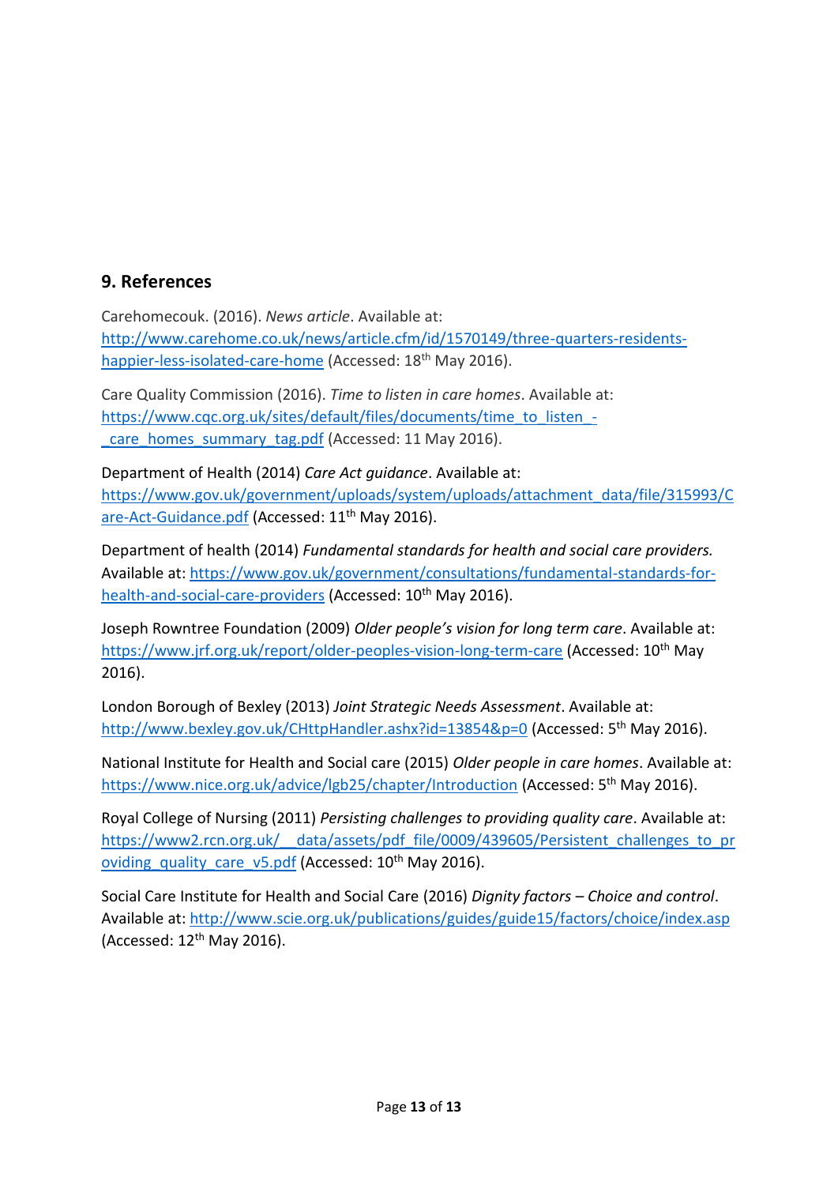## 9. References

Carehomecouk. (2016). *News article*. Available at: http://www.carehome.co.uk/news/article.cfm/id/1570149/three-quarters-residents-happier-less-isolated-care-home (Accessed: 18th May 2016).

Care Quality Commission (2016). *Time to listen in care homes*. Available at: https://www.cqc.org.uk/sites/default/files/documents/time_to_listen_-_care_homes_summary_tag.pdf (Accessed: 11 May 2016).

Department of Health (2014) *Care Act guidance*. Available at: https://www.gov.uk/government/uploads/system/uploads/attachment_data/file/315993/Care-Act-Guidance.pdf (Accessed: 11th May 2016).

Department of health (2014) *Fundamental standards for health and social care providers.* Available at: https://www.gov.uk/government/consultations/fundamental-standards-for-health-and-social-care-providers (Accessed: 10th May 2016).

Joseph Rowntree Foundation (2009) *Older people's vision for long term care*. Available at: https://www.jrf.org.uk/report/older-peoples-vision-long-term-care (Accessed: 10th May 2016).

London Borough of Bexley (2013) *Joint Strategic Needs Assessment*. Available at: http://www.bexley.gov.uk/CHttpHandler.ashx?id=13854&p=0 (Accessed: 5th May 2016).

National Institute for Health and Social care (2015) *Older people in care homes*. Available at: https://www.nice.org.uk/advice/lgb25/chapter/Introduction (Accessed: 5th May 2016).

Royal College of Nursing (2011) *Persisting challenges to providing quality care*. Available at: https://www2.rcn.org.uk/__data/assets/pdf_file/0009/439605/Persistent_challenges_to_providing_quality_care_v5.pdf (Accessed: 10th May 2016).

Social Care Institute for Health and Social Care (2016) *Dignity factors – Choice and control*. Available at: http://www.scie.org.uk/publications/guides/guide15/factors/choice/index.asp (Accessed: 12th May 2016).